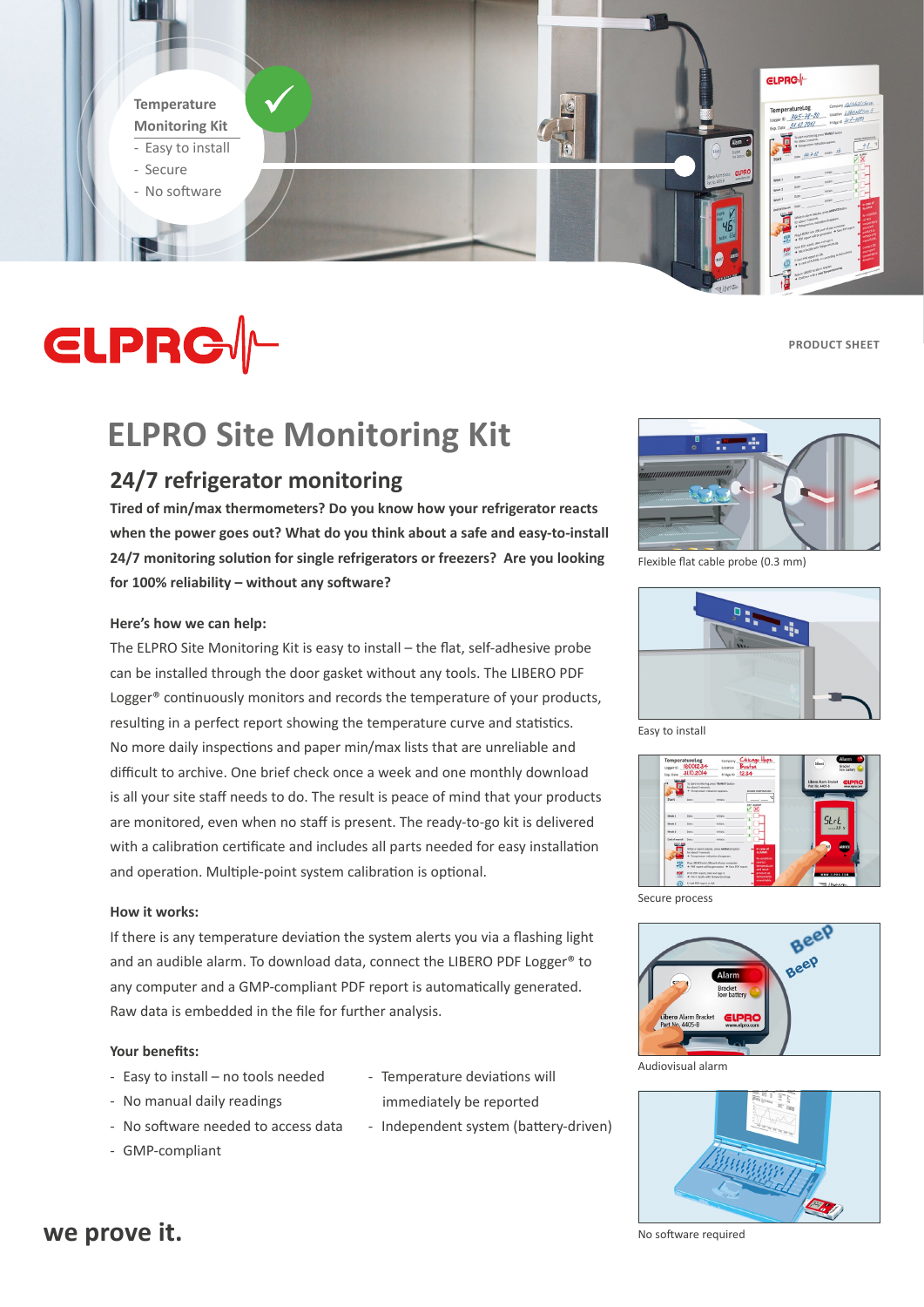Temperature Monitoring Kit

- Easy to install
- Secure
- No software

PRODUCT SHEET

# ELPRO Site Monitoring Kit

## 24/7 refrigerator monitoring

**Tired of min/max thermometers? Do you know how your refrigerator reacts when the power goes out? What do you think about a safe and easy-to-install 24/7 monitoring solution for single refrigerators or freezers? Are you looking for 100% reliability – without any software?**

**Here's how we can help:**

The ELPRO Site Monitoring Kit is easy to install – the flat, self-adhesive probe can be installed through the door gasket without any tools. The LIBERO PDF Logger® continuously monitors and records the temperature of your products, resulting in a perfect report showing the temperature curve and statistics. No more daily inspections and paper min/max lists that are unreliable and difficult to archive. One brief check once a week and one monthly download is all your site staff needs to do. The result is peace of mind that your products are monitored, even when no staff is present. The ready-to-go kit is delivered with a calibration certificate and includes all parts needed for easy installation and operation. Multiple-point system calibration is optional.

**How it works:**

If there is any temperature deviation the system alerts you via a flashing light and an audible alarm. To download data, connect the LIBERO PDF Logger® to any computer and a GMP-compliant PDF report is automatically generated. Raw data is embedded in the file for further analysis.

**Your benefits:**

- Easy to install – no tools needed
- No manual daily readings
- No software needed to access data
- GMP-compliant
- Temperature deviations will immediately be reported
- Independent system (battery-driven)

Flexible flat cable probe (0.3 mm)

Easy to install

Secure process

Audiovisual alarm

No software required

**we prove it.**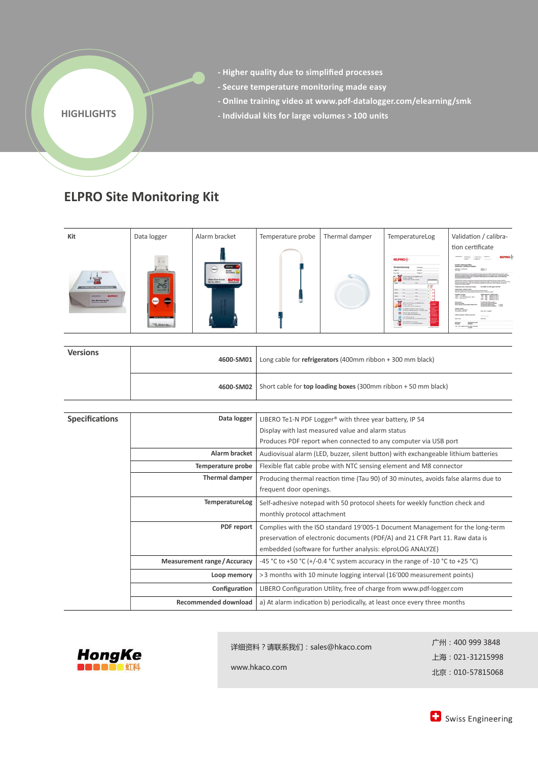HIGHLIGHTS

- Higher quality due to simplified processes
- Secure temperature monitoring made easy
- Online training video at www.pdf-datalogger.com/elearning/smk
- Individual kits for large volumes > 100 units

## ELPRO Site Monitoring Kit

| Kit | Data logger | Alarm bracket | Temperature probe | Thermal damper | TemperatureLog | Validation / calibration certificate |
|---|---|---|---|---|---|---|

| Versions | | |
|---|---|---|
| | **4600-SM01** | Long cable for **refrigerators** (400mm ribbon + 300 mm black) |
| | **4600-SM02** | Short cable for **top loading boxes** (300mm ribbon + 50 mm black) |

| Specifications | | |
|---|---|---|
| | **Data logger** | LIBERO Te1-N PDF Logger® with three year battery, IP 54<br>Display with last measured value and alarm status<br>Produces PDF report when connected to any computer via USB port |
| | **Alarm bracket** | Audiovisual alarm (LED, buzzer, silent button) with exchangeable lithium batteries |
| | **Temperature probe** | Flexible flat cable probe with NTC sensing element and M8 connector |
| | **Thermal damper** | Producing thermal reaction time (Tau 90) of 30 minutes, avoids false alarms due to frequent door openings. |
| | **TemperatureLog** | Self-adhesive notepad with 50 protocol sheets for weekly function check and monthly protocol attachment |
| | **PDF report** | Complies with the ISO standard 19'005-1 Document Management for the long-term preservation of electronic documents (PDF/A) and 21 CFR Part 11. Raw data is embedded (software for further analysis: elproLOG ANALYZE) |
| | **Measurement range / Accuracy** | -45 °C to +50 °C (+/-0.4 °C system accuracy in the range of -10 °C to +25 °C) |
| | **Loop memory** | >3 months with 10 minute logging interval (16'000 measurement points) |
| | **Configuration** | LIBERO Configuration Utility, free of charge from www.pdf-logger.com |
| | **Recommended download** | a) At alarm indication b) periodically, at least once every three months |

HongKe 虹科

详细资料？请联系我们：sales@hkaco.com

www.hkaco.com

广州：400 999 3848
上海：021-31215998
北京：010-57815068

Swiss Engineering